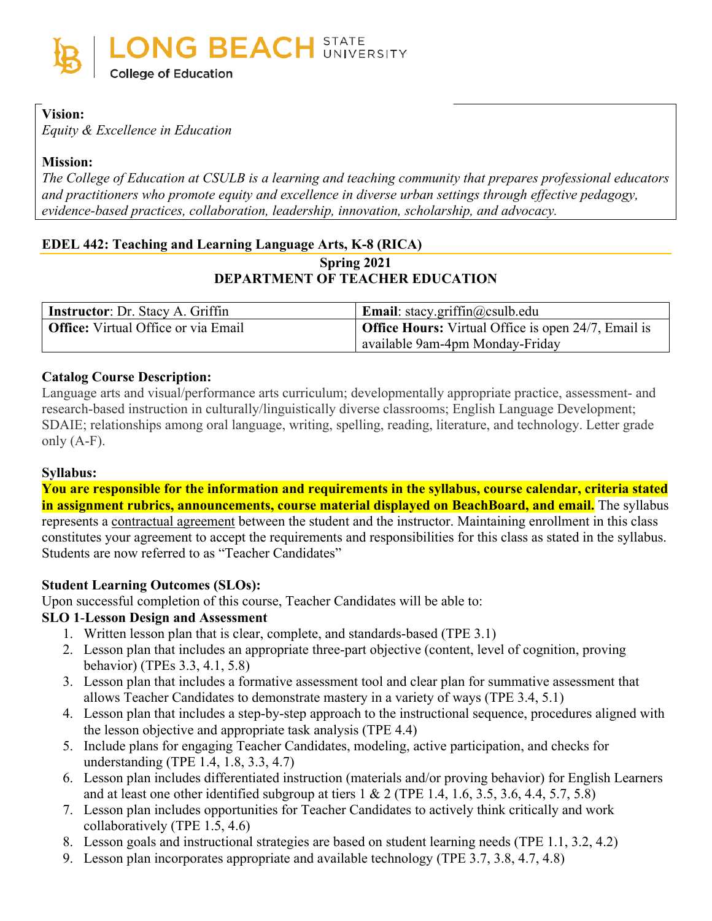LONG BEACH STATE UNIVERSITY
College of Education

**Vision:**
*Equity & Excellence in Education*

**Mission:**
*The College of Education at CSULB is a learning and teaching community that prepares professional educators and practitioners who promote equity and excellence in diverse urban settings through effective pedagogy, evidence-based practices, collaboration, leadership, innovation, scholarship, and advocacy.*

## EDEL 442: Teaching and Learning Language Arts, K-8 (RICA)

**Spring 2021**
**DEPARTMENT OF TEACHER EDUCATION**

| **Instructor**: Dr. Stacy A. Griffin | **Email**: stacy.griffin@csulb.edu |
|---|---|
| **Office:** Virtual Office or via Email | **Office Hours:** Virtual Office is open 24/7, Email is available 9am-4pm Monday-Friday |

### Catalog Course Description:

Language arts and visual/performance arts curriculum; developmentally appropriate practice, assessment- and research-based instruction in culturally/linguistically diverse classrooms; English Language Development; SDAIE; relationships among oral language, writing, spelling, reading, literature, and technology. Letter grade only (A-F).

### Syllabus:

**You are responsible for the information and requirements in the syllabus, course calendar, criteria stated in assignment rubrics, announcements, course material displayed on BeachBoard, and email.** The syllabus represents a contractual agreement between the student and the instructor. Maintaining enrollment in this class constitutes your agreement to accept the requirements and responsibilities for this class as stated in the syllabus. Students are now referred to as "Teacher Candidates"

### Student Learning Outcomes (SLOs):

Upon successful completion of this course, Teacher Candidates will be able to:

**SLO 1-Lesson Design and Assessment**

1. Written lesson plan that is clear, complete, and standards-based (TPE 3.1)
2. Lesson plan that includes an appropriate three-part objective (content, level of cognition, proving behavior) (TPEs 3.3, 4.1, 5.8)
3. Lesson plan that includes a formative assessment tool and clear plan for summative assessment that allows Teacher Candidates to demonstrate mastery in a variety of ways (TPE 3.4, 5.1)
4. Lesson plan that includes a step-by-step approach to the instructional sequence, procedures aligned with the lesson objective and appropriate task analysis (TPE 4.4)
5. Include plans for engaging Teacher Candidates, modeling, active participation, and checks for understanding (TPE 1.4, 1.8, 3.3, 4.7)
6. Lesson plan includes differentiated instruction (materials and/or proving behavior) for English Learners and at least one other identified subgroup at tiers 1 & 2 (TPE 1.4, 1.6, 3.5, 3.6, 4.4, 5.7, 5.8)
7. Lesson plan includes opportunities for Teacher Candidates to actively think critically and work collaboratively (TPE 1.5, 4.6)
8. Lesson goals and instructional strategies are based on student learning needs (TPE 1.1, 3.2, 4.2)
9. Lesson plan incorporates appropriate and available technology (TPE 3.7, 3.8, 4.7, 4.8)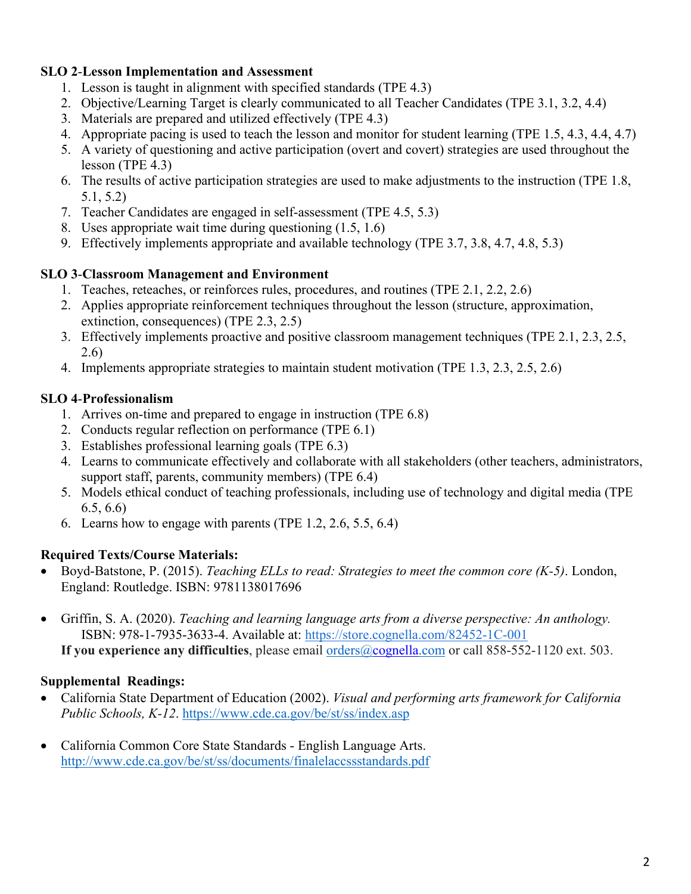**SLO 2-Lesson Implementation and Assessment**

1. Lesson is taught in alignment with specified standards (TPE 4.3)
2. Objective/Learning Target is clearly communicated to all Teacher Candidates (TPE 3.1, 3.2, 4.4)
3. Materials are prepared and utilized effectively (TPE 4.3)
4. Appropriate pacing is used to teach the lesson and monitor for student learning (TPE 1.5, 4.3, 4.4, 4.7)
5. A variety of questioning and active participation (overt and covert) strategies are used throughout the lesson (TPE 4.3)
6. The results of active participation strategies are used to make adjustments to the instruction (TPE 1.8, 5.1, 5.2)
7. Teacher Candidates are engaged in self-assessment (TPE 4.5, 5.3)
8. Uses appropriate wait time during questioning (1.5, 1.6)
9. Effectively implements appropriate and available technology (TPE 3.7, 3.8, 4.7, 4.8, 5.3)

**SLO 3-Classroom Management and Environment**

1. Teaches, reteaches, or reinforces rules, procedures, and routines (TPE 2.1, 2.2, 2.6)
2. Applies appropriate reinforcement techniques throughout the lesson (structure, approximation, extinction, consequences) (TPE 2.3, 2.5)
3. Effectively implements proactive and positive classroom management techniques (TPE 2.1, 2.3, 2.5, 2.6)
4. Implements appropriate strategies to maintain student motivation (TPE 1.3, 2.3, 2.5, 2.6)

**SLO 4-Professionalism**

1. Arrives on-time and prepared to engage in instruction (TPE 6.8)
2. Conducts regular reflection on performance (TPE 6.1)
3. Establishes professional learning goals (TPE 6.3)
4. Learns to communicate effectively and collaborate with all stakeholders (other teachers, administrators, support staff, parents, community members) (TPE 6.4)
5. Models ethical conduct of teaching professionals, including use of technology and digital media (TPE 6.5, 6.6)
6. Learns how to engage with parents (TPE 1.2, 2.6, 5.5, 6.4)

**Required Texts/Course Materials:**

- Boyd-Batstone, P. (2015). *Teaching ELLs to read: Strategies to meet the common core (K-5)*. London, England: Routledge. ISBN: 9781138017696

- Griffin, S. A. (2020). *Teaching and learning language arts from a diverse perspective: An anthology.* ISBN: 978-1-7935-3633-4. Available at: https://store.cognella.com/82452-1C-001
  **If you experience any difficulties**, please email orders@cognella.com or call 858-552-1120 ext. 503.

**Supplemental Readings:**

- California State Department of Education (2002). *Visual and performing arts framework for California Public Schools, K-12*. https://www.cde.ca.gov/be/st/ss/index.asp

- California Common Core State Standards - English Language Arts. http://www.cde.ca.gov/be/st/ss/documents/finalelaccssstandards.pdf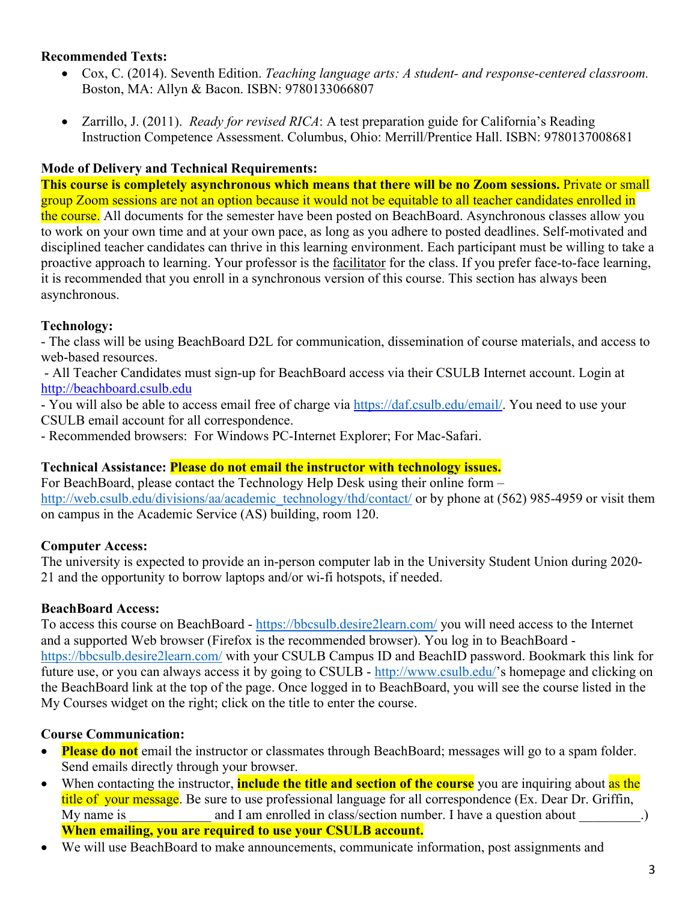**Recommended Texts:**

- Cox, C. (2014). Seventh Edition. *Teaching language arts: A student- and response-centered classroom.* Boston, MA: Allyn & Bacon. ISBN: 9780133066807

- Zarrillo, J. (2011). *Ready for revised RICA*: A test preparation guide for California's Reading Instruction Competence Assessment. Columbus, Ohio: Merrill/Prentice Hall. ISBN: 9780137008681

**Mode of Delivery and Technical Requirements:**
**This course is completely asynchronous which means that there will be no Zoom sessions.** Private or small group Zoom sessions are not an option because it would not be equitable to all teacher candidates enrolled in the course. All documents for the semester have been posted on BeachBoard. Asynchronous classes allow you to work on your own time and at your own pace, as long as you adhere to posted deadlines. Self-motivated and disciplined teacher candidates can thrive in this learning environment. Each participant must be willing to take a proactive approach to learning. Your professor is the facilitator for the class. If you prefer face-to-face learning, it is recommended that you enroll in a synchronous version of this course. This section has always been asynchronous.

**Technology:**
- The class will be using BeachBoard D2L for communication, dissemination of course materials, and access to web-based resources.
- All Teacher Candidates must sign-up for BeachBoard access via their CSULB Internet account. Login at http://beachboard.csulb.edu
- You will also be able to access email free of charge via https://daf.csulb.edu/email/. You need to use your CSULB email account for all correspondence.
- Recommended browsers: For Windows PC-Internet Explorer; For Mac-Safari.

**Technical Assistance: Please do not email the instructor with technology issues.**
For BeachBoard, please contact the Technology Help Desk using their online form – http://web.csulb.edu/divisions/aa/academic_technology/thd/contact/ or by phone at (562) 985-4959 or visit them on campus in the Academic Service (AS) building, room 120.

**Computer Access:**
The university is expected to provide an in-person computer lab in the University Student Union during 2020-21 and the opportunity to borrow laptops and/or wi-fi hotspots, if needed.

**BeachBoard Access:**
To access this course on BeachBoard - https://bbcsulb.desire2learn.com/ you will need access to the Internet and a supported Web browser (Firefox is the recommended browser). You log in to BeachBoard - https://bbcsulb.desire2learn.com/ with your CSULB Campus ID and BeachID password. Bookmark this link for future use, or you can always access it by going to CSULB - http://www.csulb.edu/'s homepage and clicking on the BeachBoard link at the top of the page. Once logged in to BeachBoard, you will see the course listed in the My Courses widget on the right; click on the title to enter the course.

**Course Communication:**

- **Please do not** email the instructor or classmates through BeachBoard; messages will go to a spam folder. Send emails directly through your browser.
- When contacting the instructor, **include the title and section of the course** you are inquiring about as the title of your message. Be sure to use professional language for all correspondence (Ex. Dear Dr. Griffin, My name is ____________ and I am enrolled in class/section number. I have a question about _________.) **When emailing, you are required to use your CSULB account.**
- We will use BeachBoard to make announcements, communicate information, post assignments and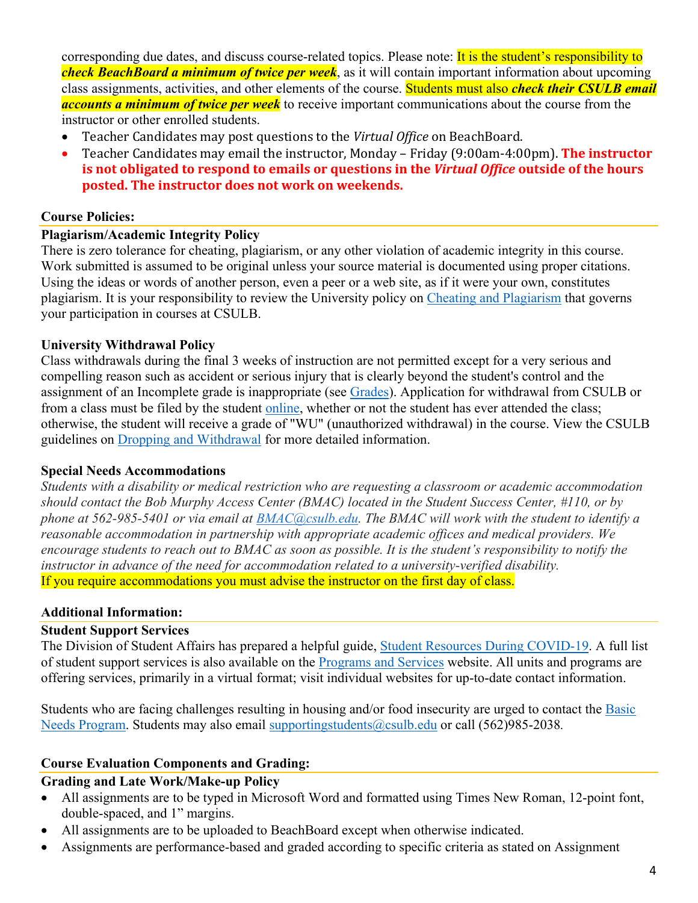corresponding due dates, and discuss course-related topics. Please note: It is the student's responsibility to ***check BeachBoard a minimum of twice per week***, as it will contain important information about upcoming class assignments, activities, and other elements of the course. Students must also ***check their CSULB email accounts a minimum of twice per week*** to receive important communications about the course from the instructor or other enrolled students.

- Teacher Candidates may post questions to the *Virtual Office* on BeachBoard.
- Teacher Candidates may email the instructor, Monday – Friday (9:00am-4:00pm). **The instructor is not obligated to respond to emails or questions in the *Virtual Office* outside of the hours posted. The instructor does not work on weekends.**

## Course Policies:

### Plagiarism/Academic Integrity Policy

There is zero tolerance for cheating, plagiarism, or any other violation of academic integrity in this course. Work submitted is assumed to be original unless your source material is documented using proper citations. Using the ideas or words of another person, even a peer or a web site, as if it were your own, constitutes plagiarism. It is your responsibility to review the University policy on Cheating and Plagiarism that governs your participation in courses at CSULB.

### University Withdrawal Policy

Class withdrawals during the final 3 weeks of instruction are not permitted except for a very serious and compelling reason such as accident or serious injury that is clearly beyond the student's control and the assignment of an Incomplete grade is inappropriate (see Grades). Application for withdrawal from CSULB or from a class must be filed by the student online, whether or not the student has ever attended the class; otherwise, the student will receive a grade of "WU" (unauthorized withdrawal) in the course. View the CSULB guidelines on Dropping and Withdrawal for more detailed information.

### Special Needs Accommodations

*Students with a disability or medical restriction who are requesting a classroom or academic accommodation should contact the Bob Murphy Access Center (BMAC) located in the Student Success Center, #110, or by phone at 562-985-5401 or via email at BMAC@csulb.edu. The BMAC will work with the student to identify a reasonable accommodation in partnership with appropriate academic offices and medical providers. We encourage students to reach out to BMAC as soon as possible. It is the student's responsibility to notify the instructor in advance of the need for accommodation related to a university-verified disability.*
If you require accommodations you must advise the instructor on the first day of class.

## Additional Information:

### Student Support Services

The Division of Student Affairs has prepared a helpful guide, Student Resources During COVID-19. A full list of student support services is also available on the Programs and Services website. All units and programs are offering services, primarily in a virtual format; visit individual websites for up-to-date contact information.

Students who are facing challenges resulting in housing and/or food insecurity are urged to contact the Basic Needs Program. Students may also email supportingstudents@csulb.edu or call (562)985-2038.

## Course Evaluation Components and Grading:

### Grading and Late Work/Make-up Policy

- All assignments are to be typed in Microsoft Word and formatted using Times New Roman, 12-point font, double-spaced, and 1" margins.
- All assignments are to be uploaded to BeachBoard except when otherwise indicated.
- Assignments are performance-based and graded according to specific criteria as stated on Assignment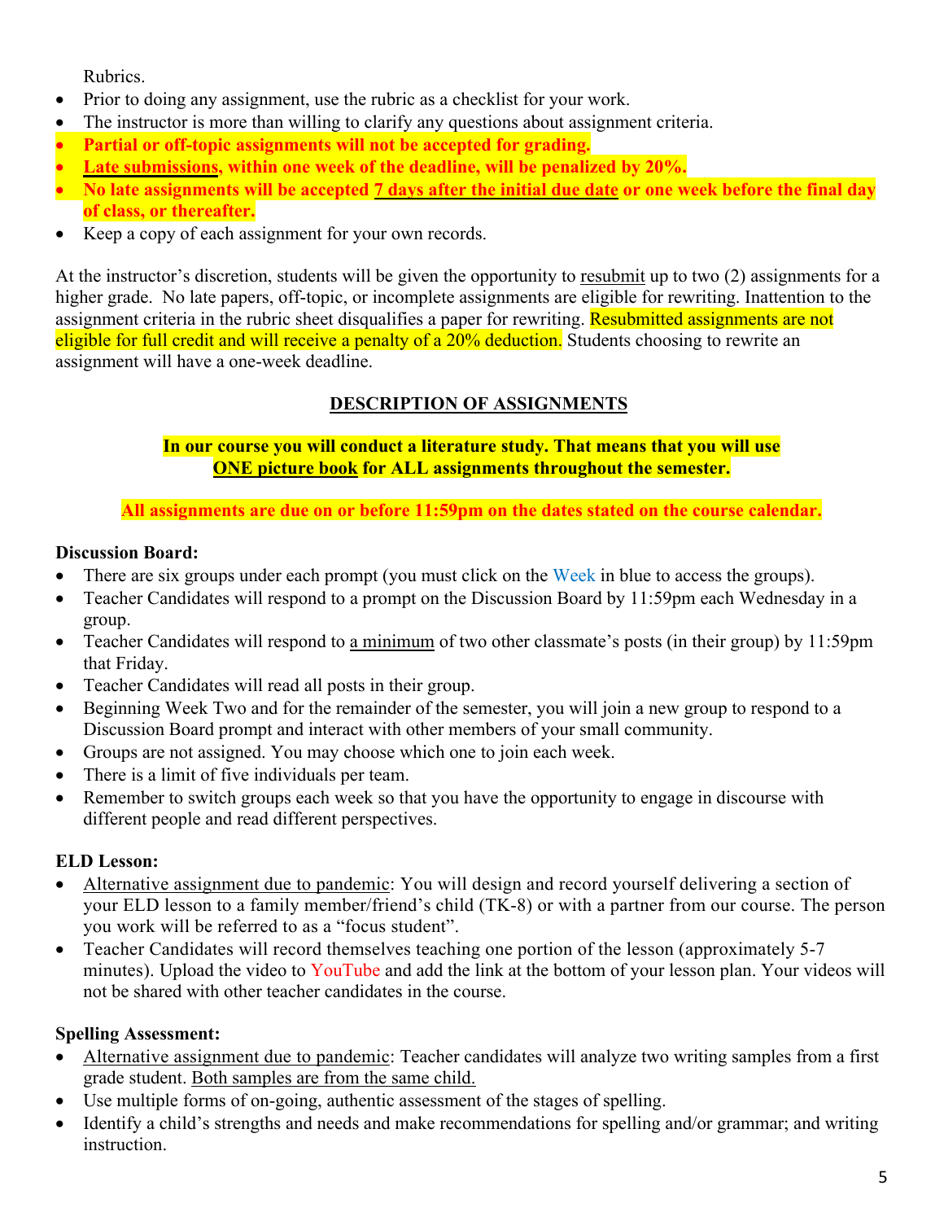Rubrics.

- Prior to doing any assignment, use the rubric as a checklist for your work.
- The instructor is more than willing to clarify any questions about assignment criteria.
- **Partial or off-topic assignments will not be accepted for grading.**
- **Late submissions, within one week of the deadline, will be penalized by 20%.**
- **No late assignments will be accepted 7 days after the initial due date or one week before the final day of class, or thereafter.**
- Keep a copy of each assignment for your own records.

At the instructor's discretion, students will be given the opportunity to resubmit up to two (2) assignments for a higher grade. No late papers, off-topic, or incomplete assignments are eligible for rewriting. Inattention to the assignment criteria in the rubric sheet disqualifies a paper for rewriting. Resubmitted assignments are not eligible for full credit and will receive a penalty of a 20% deduction. Students choosing to rewrite an assignment will have a one-week deadline.

## DESCRIPTION OF ASSIGNMENTS

**In our course you will conduct a literature study. That means that you will use ONE picture book for ALL assignments throughout the semester.**

**All assignments are due on or before 11:59pm on the dates stated on the course calendar.**

**Discussion Board:**

- There are six groups under each prompt (you must click on the Week in blue to access the groups).
- Teacher Candidates will respond to a prompt on the Discussion Board by 11:59pm each Wednesday in a group.
- Teacher Candidates will respond to a minimum of two other classmate's posts (in their group) by 11:59pm that Friday.
- Teacher Candidates will read all posts in their group.
- Beginning Week Two and for the remainder of the semester, you will join a new group to respond to a Discussion Board prompt and interact with other members of your small community.
- Groups are not assigned. You may choose which one to join each week.
- There is a limit of five individuals per team.
- Remember to switch groups each week so that you have the opportunity to engage in discourse with different people and read different perspectives.

**ELD Lesson:**

- Alternative assignment due to pandemic: You will design and record yourself delivering a section of your ELD lesson to a family member/friend's child (TK-8) or with a partner from our course. The person you work will be referred to as a "focus student".
- Teacher Candidates will record themselves teaching one portion of the lesson (approximately 5-7 minutes). Upload the video to YouTube and add the link at the bottom of your lesson plan. Your videos will not be shared with other teacher candidates in the course.

**Spelling Assessment:**

- Alternative assignment due to pandemic: Teacher candidates will analyze two writing samples from a first grade student. Both samples are from the same child.
- Use multiple forms of on-going, authentic assessment of the stages of spelling.
- Identify a child's strengths and needs and make recommendations for spelling and/or grammar; and writing instruction.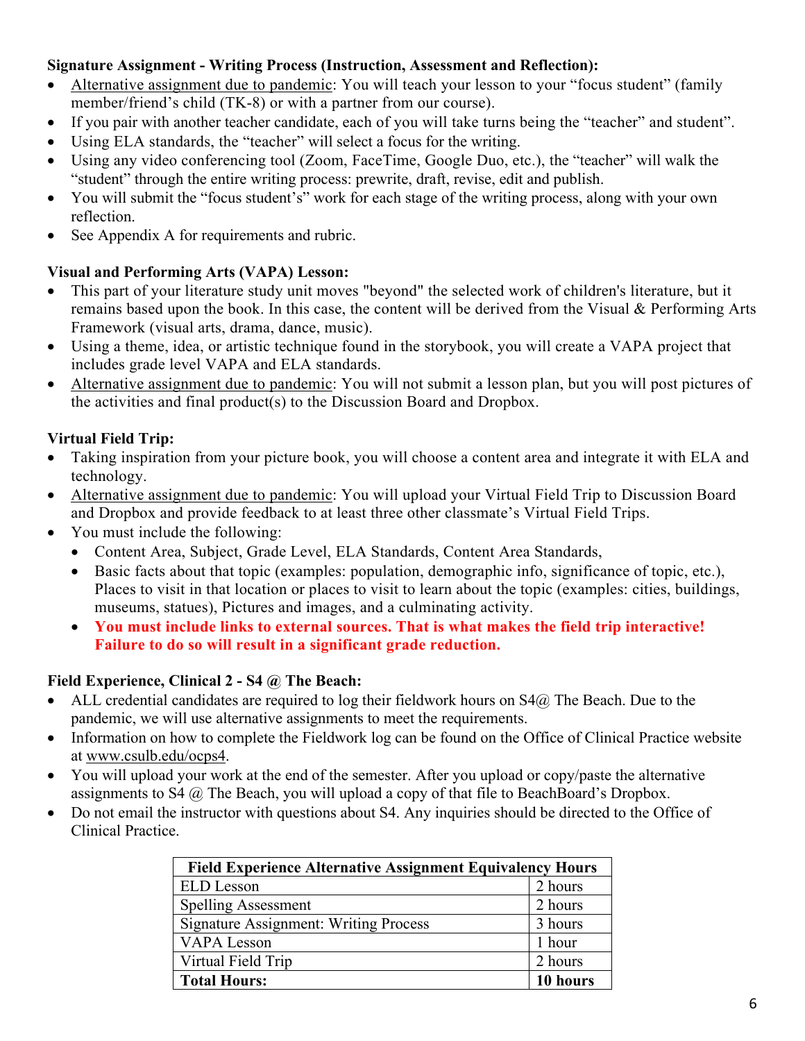**Signature Assignment - Writing Process (Instruction, Assessment and Reflection):**

- Alternative assignment due to pandemic: You will teach your lesson to your "focus student" (family member/friend's child (TK-8) or with a partner from our course).
- If you pair with another teacher candidate, each of you will take turns being the "teacher" and student".
- Using ELA standards, the "teacher" will select a focus for the writing.
- Using any video conferencing tool (Zoom, FaceTime, Google Duo, etc.), the "teacher" will walk the "student" through the entire writing process: prewrite, draft, revise, edit and publish.
- You will submit the "focus student's" work for each stage of the writing process, along with your own reflection.
- See Appendix A for requirements and rubric.

**Visual and Performing Arts (VAPA) Lesson:**

- This part of your literature study unit moves "beyond" the selected work of children's literature, but it remains based upon the book. In this case, the content will be derived from the Visual & Performing Arts Framework (visual arts, drama, dance, music).
- Using a theme, idea, or artistic technique found in the storybook, you will create a VAPA project that includes grade level VAPA and ELA standards.
- Alternative assignment due to pandemic: You will not submit a lesson plan, but you will post pictures of the activities and final product(s) to the Discussion Board and Dropbox.

**Virtual Field Trip:**

- Taking inspiration from your picture book, you will choose a content area and integrate it with ELA and technology.
- Alternative assignment due to pandemic: You will upload your Virtual Field Trip to Discussion Board and Dropbox and provide feedback to at least three other classmate's Virtual Field Trips.
- You must include the following:
  - Content Area, Subject, Grade Level, ELA Standards, Content Area Standards,
  - Basic facts about that topic (examples: population, demographic info, significance of topic, etc.), Places to visit in that location or places to visit to learn about the topic (examples: cities, buildings, museums, statues), Pictures and images, and a culminating activity.
  - **You must include links to external sources. That is what makes the field trip interactive! Failure to do so will result in a significant grade reduction.**

**Field Experience, Clinical 2 - S4 @ The Beach:**

- ALL credential candidates are required to log their fieldwork hours on S4@ The Beach. Due to the pandemic, we will use alternative assignments to meet the requirements.
- Information on how to complete the Fieldwork log can be found on the Office of Clinical Practice website at www.csulb.edu/ocps4.
- You will upload your work at the end of the semester. After you upload or copy/paste the alternative assignments to S4 @ The Beach, you will upload a copy of that file to BeachBoard's Dropbox.
- Do not email the instructor with questions about S4. Any inquiries should be directed to the Office of Clinical Practice.

| Field Experience Alternative Assignment Equivalency Hours | |
|---|---|
| ELD Lesson | 2 hours |
| Spelling Assessment | 2 hours |
| Signature Assignment: Writing Process | 3 hours |
| VAPA Lesson | 1 hour |
| Virtual Field Trip | 2 hours |
| **Total Hours:** | **10 hours** |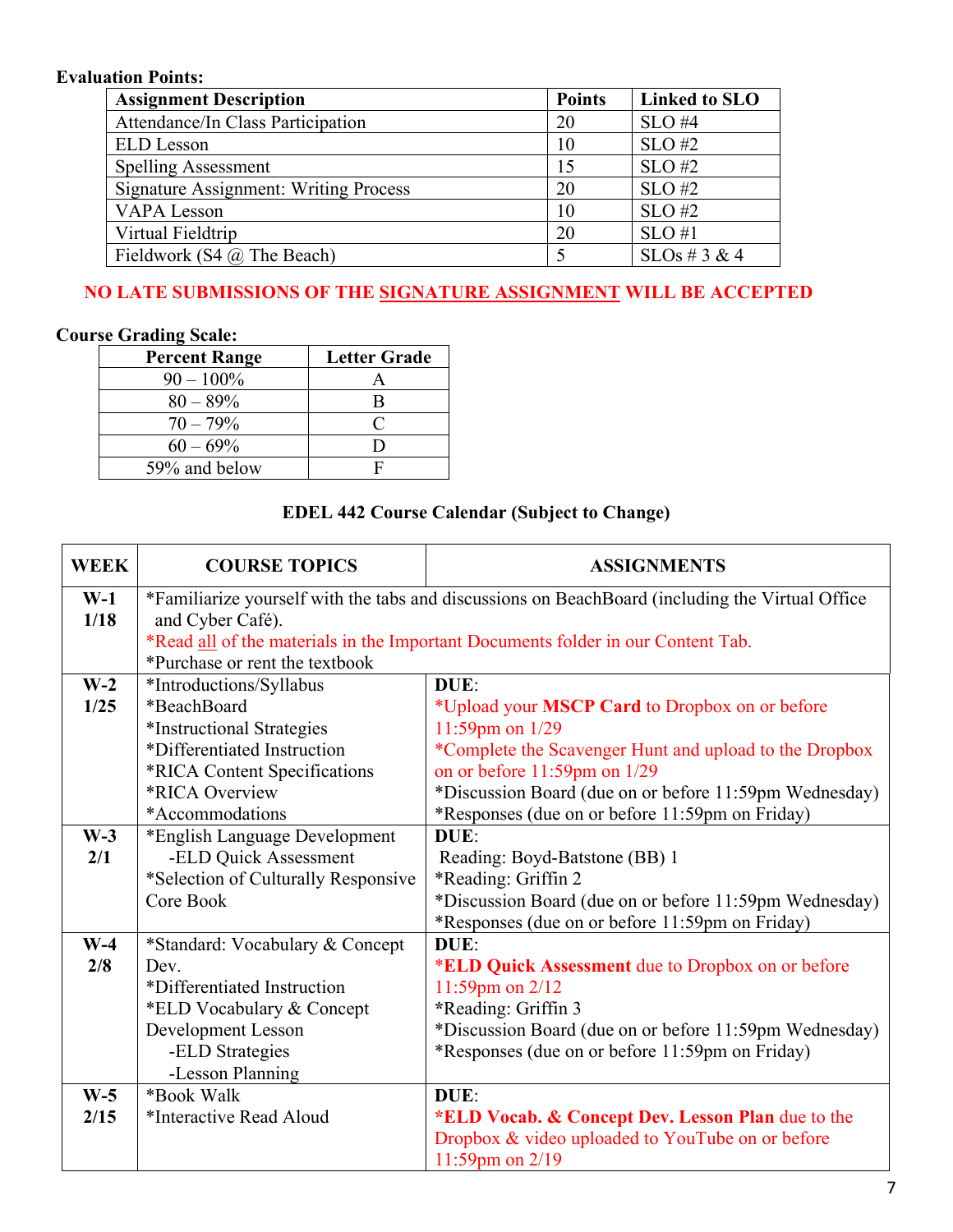**Evaluation Points:**

| Assignment Description | Points | Linked to SLO |
|---|---|---|
| Attendance/In Class Participation | 20 | SLO #4 |
| ELD Lesson | 10 | SLO #2 |
| Spelling Assessment | 15 | SLO #2 |
| Signature Assignment: Writing Process | 20 | SLO #2 |
| VAPA Lesson | 10 | SLO #2 |
| Virtual Fieldtrip | 20 | SLO #1 |
| Fieldwork (S4 @ The Beach) | 5 | SLOs # 3 & 4 |

**NO LATE SUBMISSIONS OF THE <u>SIGNATURE ASSIGNMENT</u> WILL BE ACCEPTED**

**Course Grading Scale:**

| Percent Range | Letter Grade |
|---|---|
| 90 – 100% | A |
| 80 – 89% | B |
| 70 – 79% | C |
| 60 – 69% | D |
| 59% and below | F |

**EDEL 442 Course Calendar (Subject to Change)**

| WEEK | COURSE TOPICS | ASSIGNMENTS |
|---|---|---|
| **W-1** **1/18** | *Familiarize yourself with the tabs and discussions on BeachBoard (including the Virtual Office and Cyber Café).<br>*Read <u>all</u> of the materials in the Important Documents folder in our Content Tab.<br>*Purchase or rent the textbook | |
| **W-2** **1/25** | *Introductions/Syllabus<br>*BeachBoard<br>*Instructional Strategies<br>*Differentiated Instruction<br>*RICA Content Specifications<br>*RICA Overview<br>*Accommodations | **DUE**:<br>*Upload your **MSCP Card** to Dropbox on or before 11:59pm on 1/29<br>*Complete the Scavenger Hunt and upload to the Dropbox on or before 11:59pm on 1/29<br>*Discussion Board (due on or before 11:59pm Wednesday)<br>*Responses (due on or before 11:59pm on Friday) |
| **W-3** **2/1** | *English Language Development<br>-ELD Quick Assessment<br>*Selection of Culturally Responsive Core Book | **DUE**:<br>Reading: Boyd-Batstone (BB) 1<br>*Reading: Griffin 2<br>*Discussion Board (due on or before 11:59pm Wednesday)<br>*Responses (due on or before 11:59pm on Friday) |
| **W-4** **2/8** | *Standard: Vocabulary & Concept Dev.<br>*Differentiated Instruction<br>*ELD Vocabulary & Concept Development Lesson<br>-ELD Strategies<br>-Lesson Planning | **DUE**:<br>***ELD Quick Assessment** due to Dropbox on or before 11:59pm on 2/12<br>*Reading: Griffin 3<br>*Discussion Board (due on or before 11:59pm Wednesday)<br>*Responses (due on or before 11:59pm on Friday) |
| **W-5** **2/15** | *Book Walk<br>*Interactive Read Aloud | **DUE**:<br>***ELD Vocab. & Concept Dev. Lesson Plan** due to the Dropbox & video uploaded to YouTube on or before 11:59pm on 2/19 |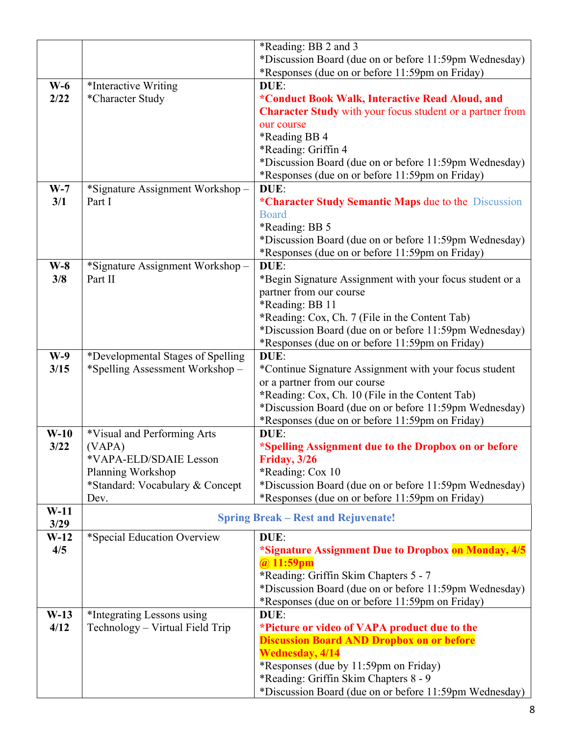| | | |
|---|---|---|
| | | *Reading: BB 2 and 3<br>*Discussion Board (due on or before 11:59pm Wednesday)<br>*Responses (due on or before 11:59pm on Friday) |
| **W-6**<br>**2/22** | *Interactive Writing<br>*Character Study | **DUE**:<br>***Conduct Book Walk, Interactive Read Aloud, and Character Study** with your focus student or a partner from our course<br>*Reading BB 4<br>*Reading: Griffin 4<br>*Discussion Board (due on or before 11:59pm Wednesday)<br>*Responses (due on or before 11:59pm on Friday) |
| **W-7**<br>**3/1** | *Signature Assignment Workshop – Part I | **DUE**:<br>***Character Study Semantic Maps** due to the Discussion Board<br>*Reading: BB 5<br>*Discussion Board (due on or before 11:59pm Wednesday)<br>*Responses (due on or before 11:59pm on Friday) |
| **W-8**<br>**3/8** | *Signature Assignment Workshop – Part II | **DUE**:<br>*Begin Signature Assignment with your focus student or a partner from our course<br>*Reading: BB 11<br>*Reading: Cox, Ch. 7 (File in the Content Tab)<br>*Discussion Board (due on or before 11:59pm Wednesday)<br>*Responses (due on or before 11:59pm on Friday) |
| **W-9**<br>**3/15** | *Developmental Stages of Spelling<br>*Spelling Assessment Workshop – | **DUE**:<br>*Continue Signature Assignment with your focus student or a partner from our course<br>*Reading: Cox, Ch. 10 (File in the Content Tab)<br>*Discussion Board (due on or before 11:59pm Wednesday)<br>*Responses (due on or before 11:59pm on Friday) |
| **W-10**<br>**3/22** | *Visual and Performing Arts (VAPA)<br>*VAPA-ELD/SDAIE Lesson Planning Workshop<br>*Standard: Vocabulary & Concept Dev. | **DUE**:<br>***Spelling Assignment due to the Dropbox on or before Friday, 3/26**<br>*Reading: Cox 10<br>*Discussion Board (due on or before 11:59pm Wednesday)<br>*Responses (due on or before 11:59pm on Friday) |
| **W-11**<br>**3/29** | **Spring Break – Rest and Rejuvenate!** | |
| **W-12**<br>**4/5** | *Special Education Overview | **DUE**:<br>***Signature Assignment Due to Dropbox on Monday, 4/5 @ 11:59pm**<br>*Reading: Griffin Skim Chapters 5 - 7<br>*Discussion Board (due on or before 11:59pm Wednesday)<br>*Responses (due on or before 11:59pm on Friday) |
| **W-13**<br>**4/12** | *Integrating Lessons using Technology – Virtual Field Trip | **DUE**:<br>***Picture or video of VAPA product due to the Discussion Board AND Dropbox on or before Wednesday, 4/14**<br>*Responses (due by 11:59pm on Friday)<br>*Reading: Griffin Skim Chapters 8 - 9<br>*Discussion Board (due on or before 11:59pm Wednesday) |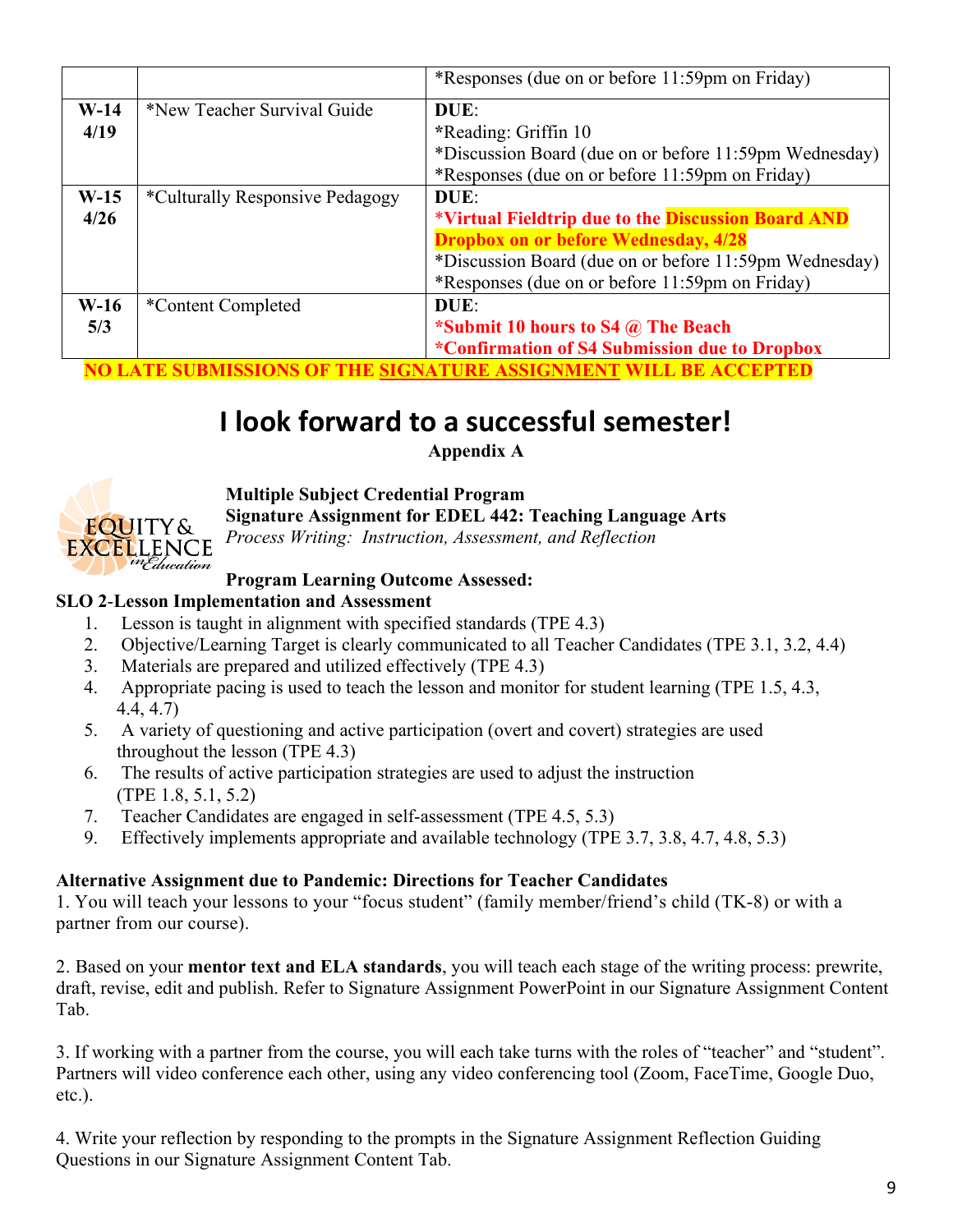| | | *Responses (due on or before 11:59pm on Friday) |
|---|---|---|
| **W-14** **4/19** | *New Teacher Survival Guide | **DUE**:<br>*Reading: Griffin 10<br>*Discussion Board (due on or before 11:59pm Wednesday)<br>*Responses (due on or before 11:59pm on Friday) |
| **W-15** **4/26** | *Culturally Responsive Pedagogy | **DUE**:<br>**\*Virtual Fieldtrip due to the Discussion Board AND Dropbox on or before Wednesday, 4/28**<br>*Discussion Board (due on or before 11:59pm Wednesday)<br>*Responses (due on or before 11:59pm on Friday) |
| **W-16** **5/3** | *Content Completed | **DUE**:<br>**\*Submit 10 hours to S4 @ The Beach**<br>**\*Confirmation of S4 Submission due to Dropbox** |

**NO LATE SUBMISSIONS OF THE SIGNATURE ASSIGNMENT WILL BE ACCEPTED**

# I look forward to a successful semester!

**Appendix A**

EQUITY & EXCELLENCE in Education

**Multiple Subject Credential Program**
**Signature Assignment for EDEL 442: Teaching Language Arts**
*Process Writing: Instruction, Assessment, and Reflection*

**Program Learning Outcome Assessed:**

**SLO 2-Lesson Implementation and Assessment**

1. Lesson is taught in alignment with specified standards (TPE 4.3)
2. Objective/Learning Target is clearly communicated to all Teacher Candidates (TPE 3.1, 3.2, 4.4)
3. Materials are prepared and utilized effectively (TPE 4.3)
4. Appropriate pacing is used to teach the lesson and monitor for student learning (TPE 1.5, 4.3, 4.4, 4.7)
5. A variety of questioning and active participation (overt and covert) strategies are used throughout the lesson (TPE 4.3)
6. The results of active participation strategies are used to adjust the instruction (TPE 1.8, 5.1, 5.2)
7. Teacher Candidates are engaged in self-assessment (TPE 4.5, 5.3)
9. Effectively implements appropriate and available technology (TPE 3.7, 3.8, 4.7, 4.8, 5.3)

**Alternative Assignment due to Pandemic: Directions for Teacher Candidates**

1. You will teach your lessons to your "focus student" (family member/friend's child (TK-8) or with a partner from our course).

2. Based on your **mentor text and ELA standards**, you will teach each stage of the writing process: prewrite, draft, revise, edit and publish. Refer to Signature Assignment PowerPoint in our Signature Assignment Content Tab.

3. If working with a partner from the course, you will each take turns with the roles of "teacher" and "student". Partners will video conference each other, using any video conferencing tool (Zoom, FaceTime, Google Duo, etc.).

4. Write your reflection by responding to the prompts in the Signature Assignment Reflection Guiding Questions in our Signature Assignment Content Tab.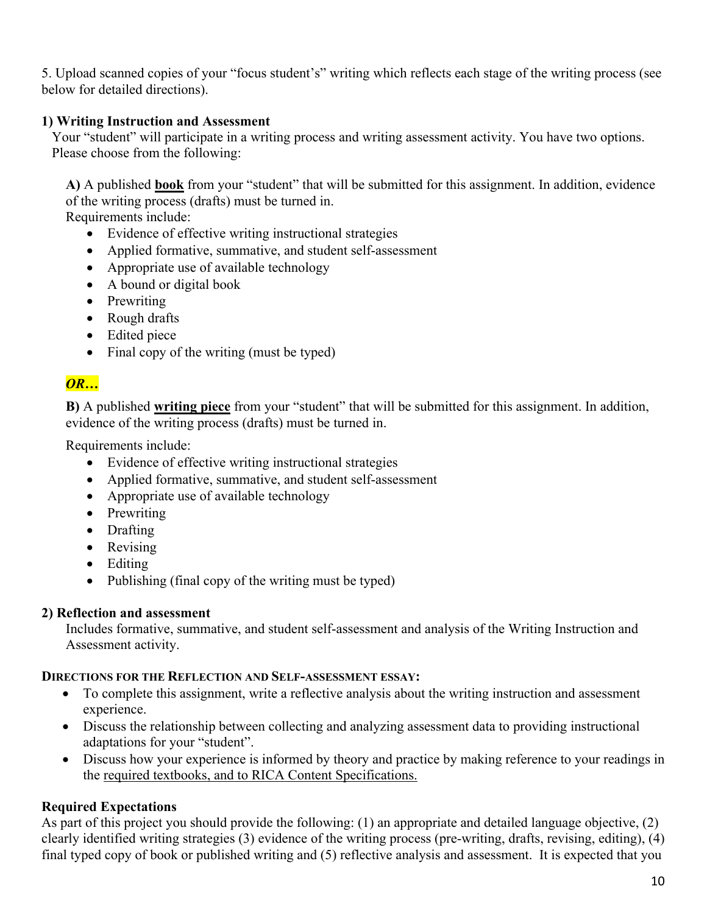5. Upload scanned copies of your "focus student's" writing which reflects each stage of the writing process (see below for detailed directions).

**1) Writing Instruction and Assessment**

Your "student" will participate in a writing process and writing assessment activity. You have two options. Please choose from the following:

**A)** A published **book** from your "student" that will be submitted for this assignment. In addition, evidence of the writing process (drafts) must be turned in.

Requirements include:

- Evidence of effective writing instructional strategies
- Applied formative, summative, and student self-assessment
- Appropriate use of available technology
- A bound or digital book
- Prewriting
- Rough drafts
- Edited piece
- Final copy of the writing (must be typed)

***OR…***

**B)** A published **writing piece** from your "student" that will be submitted for this assignment. In addition, evidence of the writing process (drafts) must be turned in.

Requirements include:

- Evidence of effective writing instructional strategies
- Applied formative, summative, and student self-assessment
- Appropriate use of available technology
- Prewriting
- Drafting
- Revising
- Editing
- Publishing (final copy of the writing must be typed)

**2) Reflection and assessment**

Includes formative, summative, and student self-assessment and analysis of the Writing Instruction and Assessment activity.

**DIRECTIONS FOR THE REFLECTION AND SELF-ASSESSMENT ESSAY:**

- To complete this assignment, write a reflective analysis about the writing instruction and assessment experience.
- Discuss the relationship between collecting and analyzing assessment data to providing instructional adaptations for your "student".
- Discuss how your experience is informed by theory and practice by making reference to your readings in the required textbooks, and to RICA Content Specifications.

**Required Expectations**

As part of this project you should provide the following: (1) an appropriate and detailed language objective, (2) clearly identified writing strategies (3) evidence of the writing process (pre-writing, drafts, revising, editing), (4) final typed copy of book or published writing and (5) reflective analysis and assessment. It is expected that you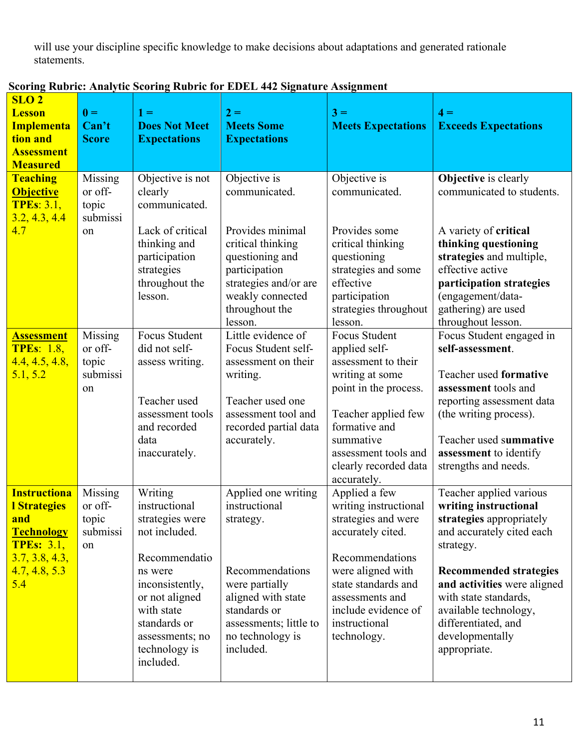will use your discipline specific knowledge to make decisions about adaptations and generated rationale statements.

**Scoring Rubric: Analytic Scoring Rubric for EDEL 442 Signature Assignment**

| **SLO 2 Lesson Implementation and Assessment Measured** | **0 = Can't Score** | **1 = Does Not Meet Expectations** | **2 = Meets Some Expectations** | **3 = Meets Expectations** | **4 = Exceeds Expectations** |
|---|---|---|---|---|---|
| **Teaching Objective TPEs**: 3.1, 3.2, 4.3, 4.4 4.7 | Missing or off-topic submission | Objective is not clearly communicated.<br><br>Lack of critical thinking and participation strategies throughout the lesson. | Objective is communicated.<br><br>Provides minimal critical thinking questioning and participation strategies and/or are weakly connected throughout the lesson. | Objective is communicated.<br><br>Provides some critical thinking questioning strategies and some effective participation strategies throughout lesson. | **Objective** is clearly communicated to students.<br><br>A variety of **critical thinking questioning strategies** and multiple, effective active **participation strategies** (engagement/data-gathering) are used throughout lesson. |
| **Assessment TPEs**: 1.8, 4.4, 4.5, 4.8, 5.1, 5.2 | Missing or off-topic submission | Focus Student did not self-assess writing.<br><br>Teacher used assessment tools and recorded data inaccurately. | Little evidence of Focus Student self-assessment on their writing.<br><br>Teacher used one assessment tool and recorded partial data accurately. | Focus Student applied self-assessment to their writing at some point in the process.<br><br>Teacher applied few formative and summative assessment tools and clearly recorded data accurately. | Focus Student engaged in **self-assessment**.<br><br>Teacher used **formative assessment** tools and reporting assessment data (the writing process).<br><br>Teacher used s**ummative assessment** to identify strengths and needs. |
| **Instructional Strategies and Technology TPEs:** 3.1, 3.7, 3.8, 4.3, 4.7, 4.8, 5.3 5.4 | Missing or off-topic submission | Writing instructional strategies were not included.<br><br>Recommendations were inconsistently, or not aligned with state standards or assessments; no technology is included. | Applied one writing instructional strategy.<br><br>Recommendations were partially aligned with state standards or assessments; little to no technology is included. | Applied a few writing instructional strategies and were accurately cited.<br><br>Recommendations were aligned with state standards and assessments and include evidence of instructional technology. | Teacher applied various **writing instructional strategies** appropriately and accurately cited each strategy.<br><br>**Recommended strategies and activities** were aligned with state standards, available technology, differentiated, and developmentally appropriate. |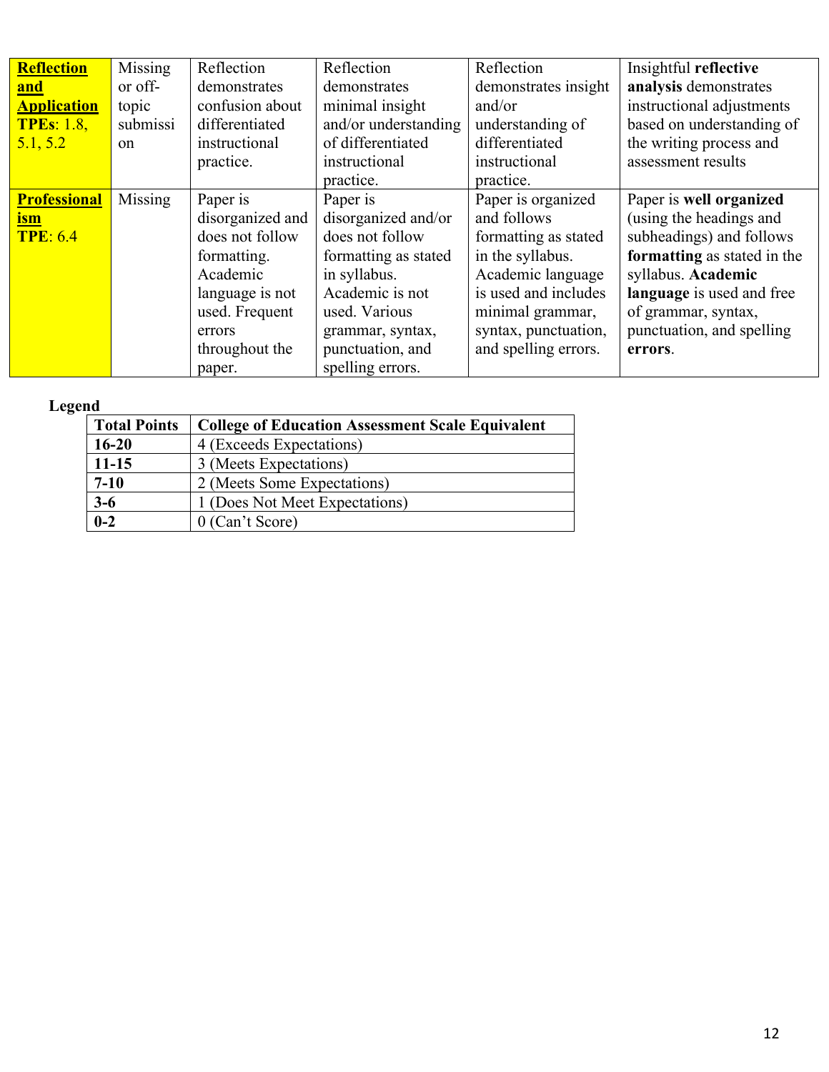| | | | | | |
|---|---|---|---|---|---|
| **Reflection and Application** **TPEs**: 1.8, 5.1, 5.2 | Missing or off-topic submission | Reflection demonstrates confusion about differentiated instructional practice. | Reflection demonstrates minimal insight and/or understanding of differentiated instructional practice. | Reflection demonstrates insight and/or understanding of differentiated instructional practice. | Insightful **reflective analysis** demonstrates instructional adjustments based on understanding of the writing process and assessment results |
| **Professionalism** **TPE**: 6.4 | Missing | Paper is disorganized and does not follow formatting. Academic language is not used. Frequent errors throughout the paper. | Paper is disorganized and/or does not follow formatting as stated in syllabus. Academic is not used. Various grammar, syntax, punctuation, and spelling errors. | Paper is organized and follows formatting as stated in the syllabus. Academic language is used and includes minimal grammar, syntax, punctuation, and spelling errors. | Paper is **well organized** (using the headings and subheadings) and follows **formatting** as stated in the syllabus. **Academic language** is used and free of grammar, syntax, punctuation, and spelling **errors**. |

**Legend**

| **Total Points** | **College of Education Assessment Scale Equivalent** |
|---|---|
| **16-20** | 4 (Exceeds Expectations) |
| **11-15** | 3 (Meets Expectations) |
| **7-10** | 2 (Meets Some Expectations) |
| **3-6** | 1 (Does Not Meet Expectations) |
| **0-2** | 0 (Can't Score) |